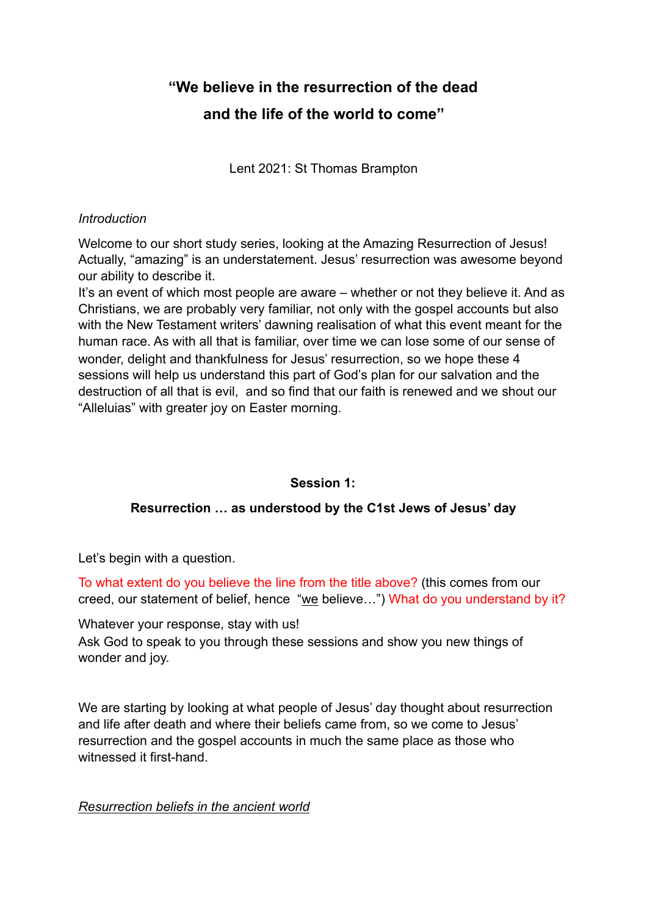# "We believe in the resurrection of the dead and the life of the world to come"

Lent 2021: St Thomas Brampton

*Introduction*

Welcome to our short study series, looking at the Amazing Resurrection of Jesus! Actually, "amazing" is an understatement. Jesus' resurrection was awesome beyond our ability to describe it.
It's an event of which most people are aware – whether or not they believe it. And as Christians, we are probably very familiar, not only with the gospel accounts but also with the New Testament writers' dawning realisation of what this event meant for the human race. As with all that is familiar, over time we can lose some of our sense of wonder, delight and thankfulness for Jesus' resurrection, so we hope these 4 sessions will help us understand this part of God's plan for our salvation and the destruction of all that is evil, and so find that our faith is renewed and we shout our "Alleluias" with greater joy on Easter morning.

## Session 1:

### Resurrection … as understood by the C1st Jews of Jesus' day

Let's begin with a question.

To what extent do you believe the line from the title above? (this comes from our creed, our statement of belief, hence "<u>we</u> believe…") What do you understand by it?

Whatever your response, stay with us!
Ask God to speak to you through these sessions and show you new things of wonder and joy.

We are starting by looking at what people of Jesus' day thought about resurrection and life after death and where their beliefs came from, so we come to Jesus' resurrection and the gospel accounts in much the same place as those who witnessed it first-hand.

*<u>Resurrection beliefs in the ancient world</u>*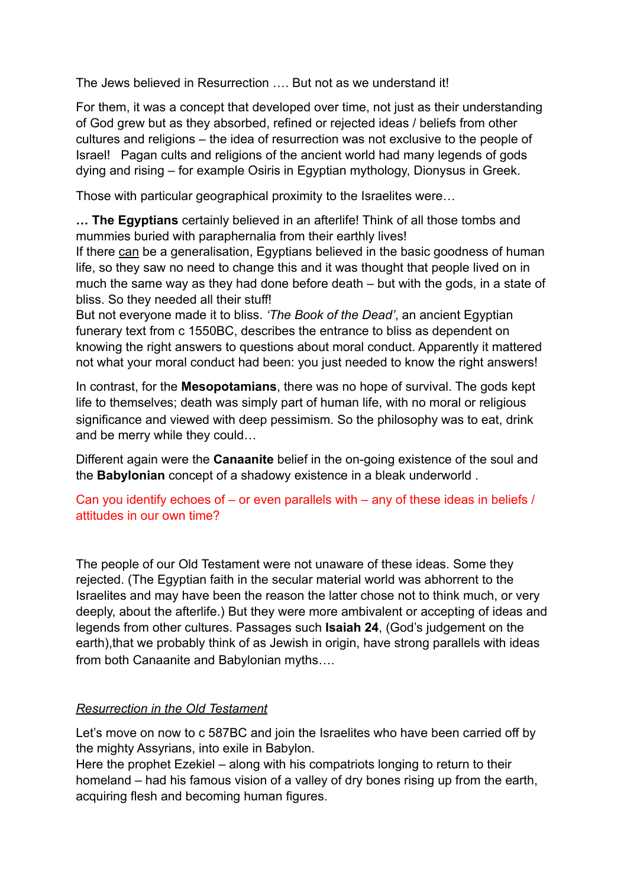The Jews believed in Resurrection …. But not as we understand it!

For them, it was a concept that developed over time, not just as their understanding of God grew but as they absorbed, refined or rejected ideas / beliefs from other cultures and religions – the idea of resurrection was not exclusive to the people of Israel! Pagan cults and religions of the ancient world had many legends of gods dying and rising – for example Osiris in Egyptian mythology, Dionysus in Greek.

Those with particular geographical proximity to the Israelites were…

**… The Egyptians** certainly believed in an afterlife! Think of all those tombs and mummies buried with paraphernalia from their earthly lives!
If there can be a generalisation, Egyptians believed in the basic goodness of human life, so they saw no need to change this and it was thought that people lived on in much the same way as they had done before death – but with the gods, in a state of bliss. So they needed all their stuff!
But not everyone made it to bliss. *'The Book of the Dead'*, an ancient Egyptian funerary text from c 1550BC, describes the entrance to bliss as dependent on knowing the right answers to questions about moral conduct. Apparently it mattered not what your moral conduct had been: you just needed to know the right answers!

In contrast, for the **Mesopotamians**, there was no hope of survival. The gods kept life to themselves; death was simply part of human life, with no moral or religious significance and viewed with deep pessimism. So the philosophy was to eat, drink and be merry while they could…

Different again were the **Canaanite** belief in the on-going existence of the soul and the **Babylonian** concept of a shadowy existence in a bleak underworld .

Can you identify echoes of – or even parallels with – any of these ideas in beliefs / attitudes in our own time?

The people of our Old Testament were not unaware of these ideas. Some they rejected. (The Egyptian faith in the secular material world was abhorrent to the Israelites and may have been the reason the latter chose not to think much, or very deeply, about the afterlife.) But they were more ambivalent or accepting of ideas and legends from other cultures. Passages such **Isaiah 24**, (God's judgement on the earth),that we probably think of as Jewish in origin, have strong parallels with ideas from both Canaanite and Babylonian myths….

*Resurrection in the Old Testament*

Let's move on now to c 587BC and join the Israelites who have been carried off by the mighty Assyrians, into exile in Babylon.
Here the prophet Ezekiel – along with his compatriots longing to return to their homeland – had his famous vision of a valley of dry bones rising up from the earth, acquiring flesh and becoming human figures.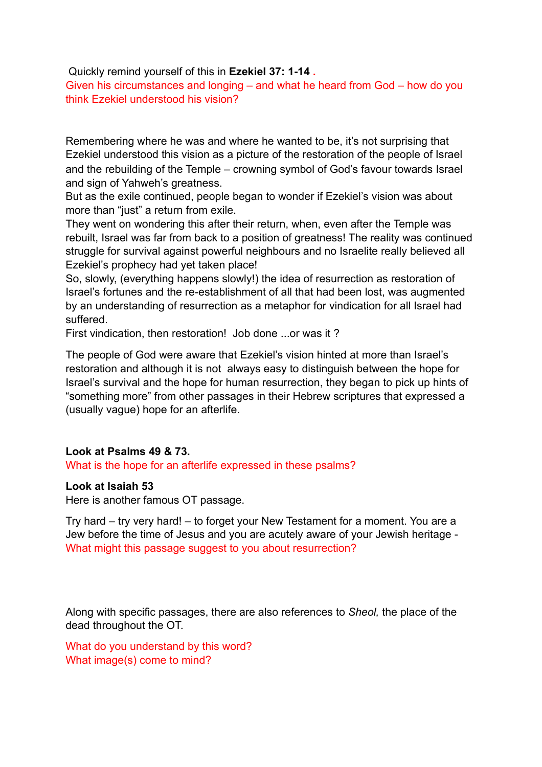Quickly remind yourself of this in **Ezekiel 37: 1-14** .

Given his circumstances and longing – and what he heard from God – how do you think Ezekiel understood his vision?

Remembering where he was and where he wanted to be, it's not surprising that Ezekiel understood this vision as a picture of the restoration of the people of Israel and the rebuilding of the Temple – crowning symbol of God's favour towards Israel and sign of Yahweh's greatness.

But as the exile continued, people began to wonder if Ezekiel's vision was about more than "just" a return from exile.

They went on wondering this after their return, when, even after the Temple was rebuilt, Israel was far from back to a position of greatness! The reality was continued struggle for survival against powerful neighbours and no Israelite really believed all Ezekiel's prophecy had yet taken place!

So, slowly, (everything happens slowly!) the idea of resurrection as restoration of Israel's fortunes and the re-establishment of all that had been lost, was augmented by an understanding of resurrection as a metaphor for vindication for all Israel had suffered.

First vindication, then restoration! Job done ...or was it ?

The people of God were aware that Ezekiel's vision hinted at more than Israel's restoration and although it is not always easy to distinguish between the hope for Israel's survival and the hope for human resurrection, they began to pick up hints of "something more" from other passages in their Hebrew scriptures that expressed a (usually vague) hope for an afterlife.

**Look at Psalms 49 & 73.**

What is the hope for an afterlife expressed in these psalms?

**Look at Isaiah 53**

Here is another famous OT passage.

Try hard – try very hard! – to forget your New Testament for a moment. You are a Jew before the time of Jesus and you are acutely aware of your Jewish heritage - What might this passage suggest to you about resurrection?

Along with specific passages, there are also references to *Sheol,* the place of the dead throughout the OT.

What do you understand by this word?
What image(s) come to mind?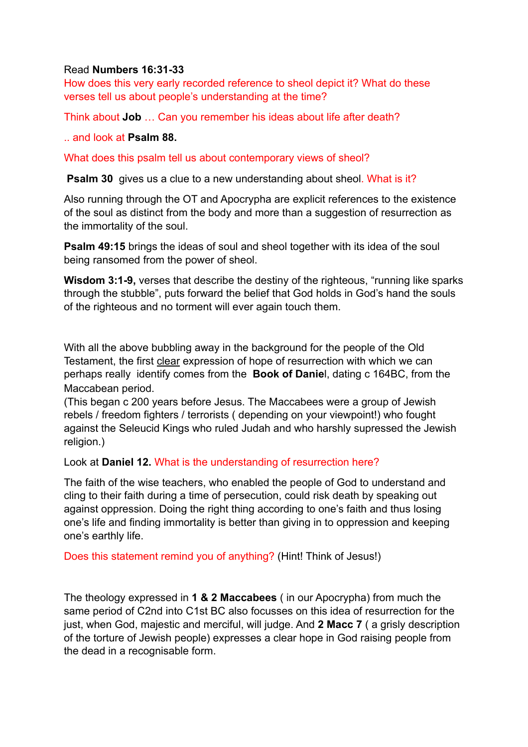Read **Numbers 16:31-33**

How does this very early recorded reference to sheol depict it? What do these verses tell us about people's understanding at the time?

Think about **Job** … Can you remember his ideas about life after death?

.. and look at **Psalm 88.**

What does this psalm tell us about contemporary views of sheol?

**Psalm 30** gives us a clue to a new understanding about sheol. What is it?

Also running through the OT and Apocrypha are explicit references to the existence of the soul as distinct from the body and more than a suggestion of resurrection as the immortality of the soul.

**Psalm 49:15** brings the ideas of soul and sheol together with its idea of the soul being ransomed from the power of sheol.

**Wisdom 3:1-9,** verses that describe the destiny of the righteous, "running like sparks through the stubble", puts forward the belief that God holds in God's hand the souls of the righteous and no torment will ever again touch them.

With all the above bubbling away in the background for the people of the Old Testament, the first clear expression of hope of resurrection with which we can perhaps really identify comes from the **Book of Daniel**, dating c 164BC, from the Maccabean period.
(This began c 200 years before Jesus. The Maccabees were a group of Jewish rebels / freedom fighters / terrorists ( depending on your viewpoint!) who fought against the Seleucid Kings who ruled Judah and who harshly supressed the Jewish religion.)

Look at **Daniel 12.** What is the understanding of resurrection here?

The faith of the wise teachers, who enabled the people of God to understand and cling to their faith during a time of persecution, could risk death by speaking out against oppression. Doing the right thing according to one's faith and thus losing one's life and finding immortality is better than giving in to oppression and keeping one's earthly life.

Does this statement remind you of anything? (Hint! Think of Jesus!)

The theology expressed in **1 & 2 Maccabees** ( in our Apocrypha) from much the same period of C2nd into C1st BC also focusses on this idea of resurrection for the just, when God, majestic and merciful, will judge. And **2 Macc 7** ( a grisly description of the torture of Jewish people) expresses a clear hope in God raising people from the dead in a recognisable form.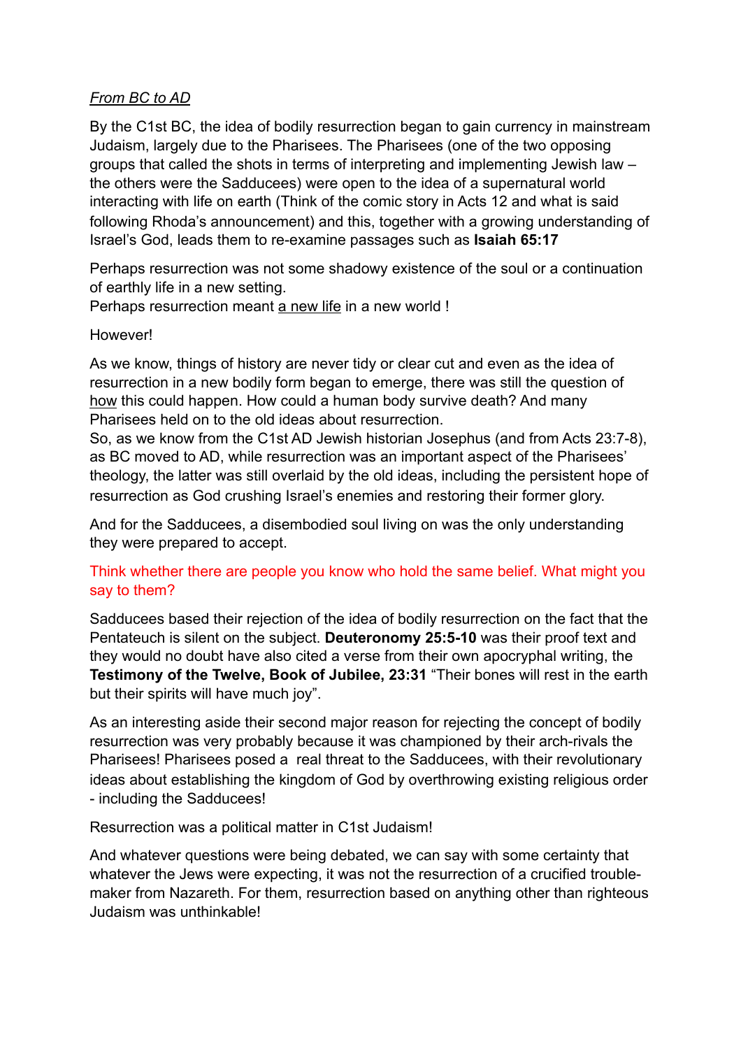*From BC to AD*

By the C1st BC, the idea of bodily resurrection began to gain currency in mainstream Judaism, largely due to the Pharisees. The Pharisees (one of the two opposing groups that called the shots in terms of interpreting and implementing Jewish law – the others were the Sadducees) were open to the idea of a supernatural world interacting with life on earth (Think of the comic story in Acts 12 and what is said following Rhoda's announcement) and this, together with a growing understanding of Israel's God, leads them to re-examine passages such as **Isaiah 65:17**

Perhaps resurrection was not some shadowy existence of the soul or a continuation of earthly life in a new setting.
Perhaps resurrection meant a new life in a new world !

However!

As we know, things of history are never tidy or clear cut and even as the idea of resurrection in a new bodily form began to emerge, there was still the question of how this could happen. How could a human body survive death? And many Pharisees held on to the old ideas about resurrection.
So, as we know from the C1st AD Jewish historian Josephus (and from Acts 23:7-8), as BC moved to AD, while resurrection was an important aspect of the Pharisees' theology, the latter was still overlaid by the old ideas, including the persistent hope of resurrection as God crushing Israel's enemies and restoring their former glory.

And for the Sadducees, a disembodied soul living on was the only understanding they were prepared to accept.

Think whether there are people you know who hold the same belief. What might you say to them?

Sadducees based their rejection of the idea of bodily resurrection on the fact that the Pentateuch is silent on the subject. **Deuteronomy 25:5-10** was their proof text and they would no doubt have also cited a verse from their own apocryphal writing, the **Testimony of the Twelve, Book of Jubilee, 23:31** "Their bones will rest in the earth but their spirits will have much joy".

As an interesting aside their second major reason for rejecting the concept of bodily resurrection was very probably because it was championed by their arch-rivals the Pharisees! Pharisees posed a real threat to the Sadducees, with their revolutionary ideas about establishing the kingdom of God by overthrowing existing religious order - including the Sadducees!

Resurrection was a political matter in C1st Judaism!

And whatever questions were being debated, we can say with some certainty that whatever the Jews were expecting, it was not the resurrection of a crucified trouble-maker from Nazareth. For them, resurrection based on anything other than righteous Judaism was unthinkable!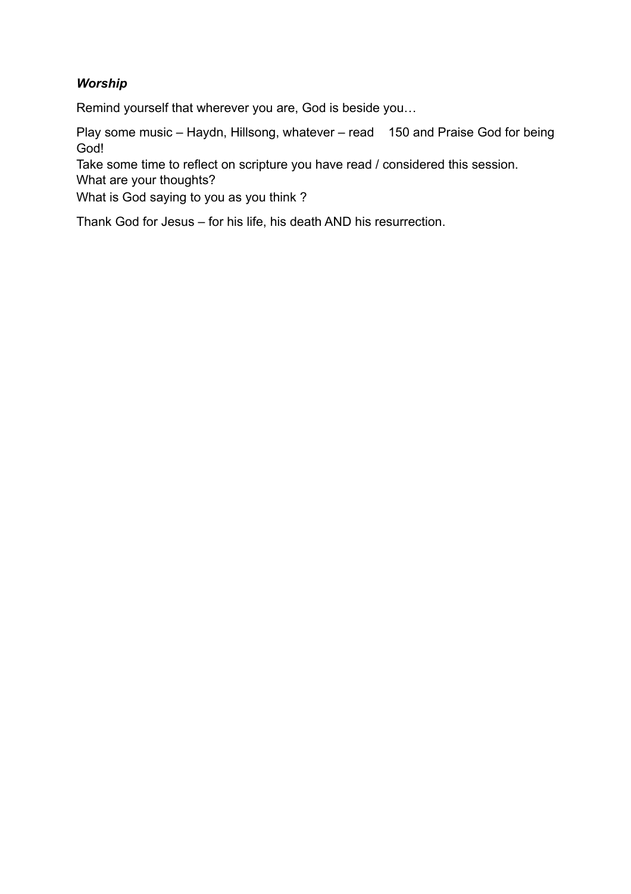***Worship***

Remind yourself that wherever you are, God is beside you…

Play some music – Haydn, Hillsong, whatever – read 150 and Praise God for being God!
Take some time to reflect on scripture you have read / considered this session.
What are your thoughts?
What is God saying to you as you think ?

Thank God for Jesus – for his life, his death AND his resurrection.